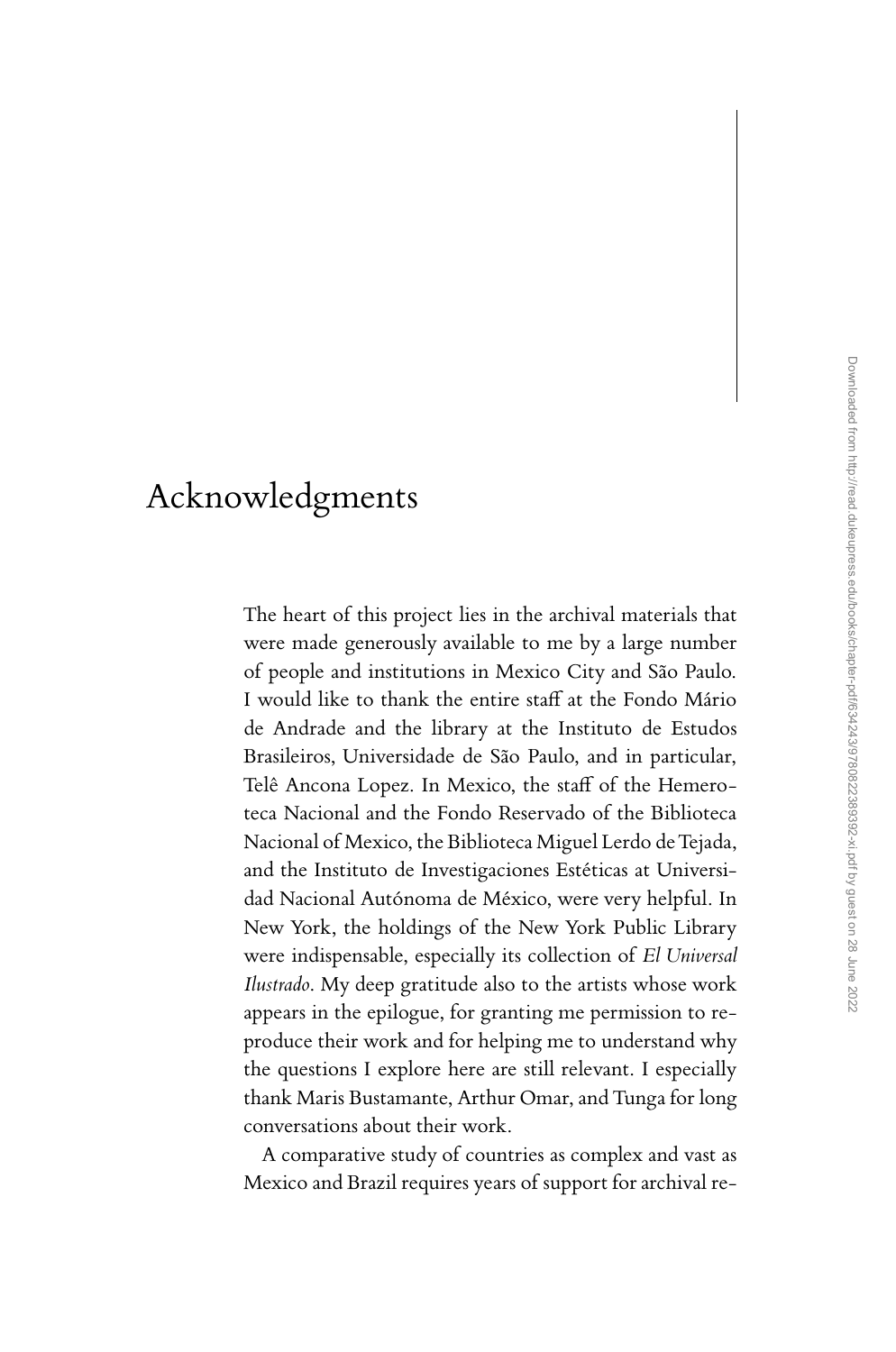# Acknowledgments

The heart of this project lies in the archival materials that were made generously available to me by a large number of people and institutions in Mexico City and São Paulo. I would like to thank the entire staff at the Fondo Mário de Andrade and the library at the Instituto de Estudos Brasileiros, Universidade de São Paulo, and in particular, Telê Ancona Lopez. In Mexico, the staff of the Hemeroteca Nacional and the Fondo Reservado of the Biblioteca Nacional of Mexico, the Biblioteca Miguel Lerdo de Tejada, and the Instituto de Investigaciones Estéticas at Universidad Nacional Autónoma de México, were very helpful. In New York, the holdings of the New York Public Library were indispensable, especially its collection of *El Universal Ilustrado*. My deep gratitude also to the artists whose work appears in the epilogue, for granting me permission to reproduce their work and for helping me to understand why the questions I explore here are still relevant. I especially thank Maris Bustamante, Arthur Omar, and Tunga for long conversations about their work.

A comparative study of countries as complex and vast as Mexico and Brazil requires years of support for archival re-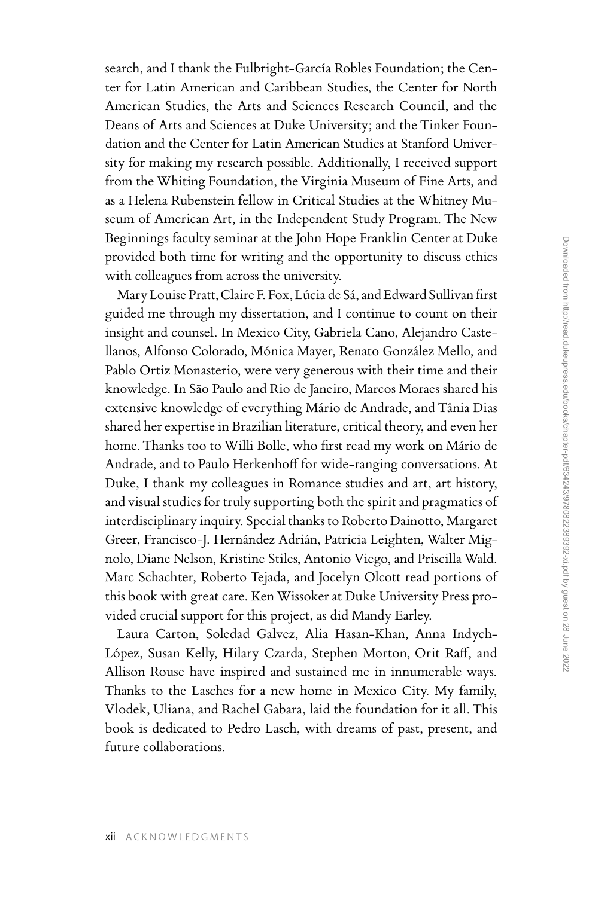search, and I thank the Fulbright-García Robles Foundation; the Center for Latin American and Caribbean Studies, the Center for North American Studies, the Arts and Sciences Research Council, and the Deans of Arts and Sciences at Duke University; and the Tinker Foundation and the Center for Latin American Studies at Stanford University for making my research possible. Additionally, I received support from the Whiting Foundation, the Virginia Museum of Fine Arts, and as a Helena Rubenstein fellow in Critical Studies at the Whitney Museum of American Art, in the Independent Study Program. The New Beginnings faculty seminar at the John Hope Franklin Center at Duke provided both time for writing and the opportunity to discuss ethics with colleagues from across the university.

Mary Louise Pratt, Claire F. Fox, Lúcia de Sá, and Edward Sullivan first guided me through my dissertation, and I continue to count on their insight and counsel. In Mexico City, Gabriela Cano, Alejandro Castellanos, Alfonso Colorado, Mónica Mayer, Renato González Mello, and Pablo Ortiz Monasterio, were very generous with their time and their knowledge. In São Paulo and Rio de Janeiro, Marcos Moraes shared his extensive knowledge of everything Mário de Andrade, and Tânia Dias shared her expertise in Brazilian literature, critical theory, and even her home. Thanks too to Willi Bolle, who first read my work on Mário de Andrade, and to Paulo Herkenhoff for wide-ranging conversations. At Duke, I thank my colleagues in Romance studies and art, art history, and visual studies for truly supporting both the spirit and pragmatics of interdisciplinary inquiry. Special thanks to Roberto Dainotto, Margaret Greer, Francisco-J. Hernández Adrián, Patricia Leighten, Walter Mignolo, Diane Nelson, Kristine Stiles, Antonio Viego, and Priscilla Wald. Marc Schachter, Roberto Tejada, and Jocelyn Olcott read portions of this book with great care. Ken Wissoker at Duke University Press provided crucial support for this project, as did Mandy Earley.

Laura Carton, Soledad Galvez, Alia Hasan-Khan, Anna Indych-López, Susan Kelly, Hilary Czarda, Stephen Morton, Orit Raff, and Allison Rouse have inspired and sustained me in innumerable ways. Thanks to the Lasches for a new home in Mexico City. My family, Vlodek, Uliana, and Rachel Gabara, laid the foundation for it all. This book is dedicated to Pedro Lasch, with dreams of past, present, and future collaborations.